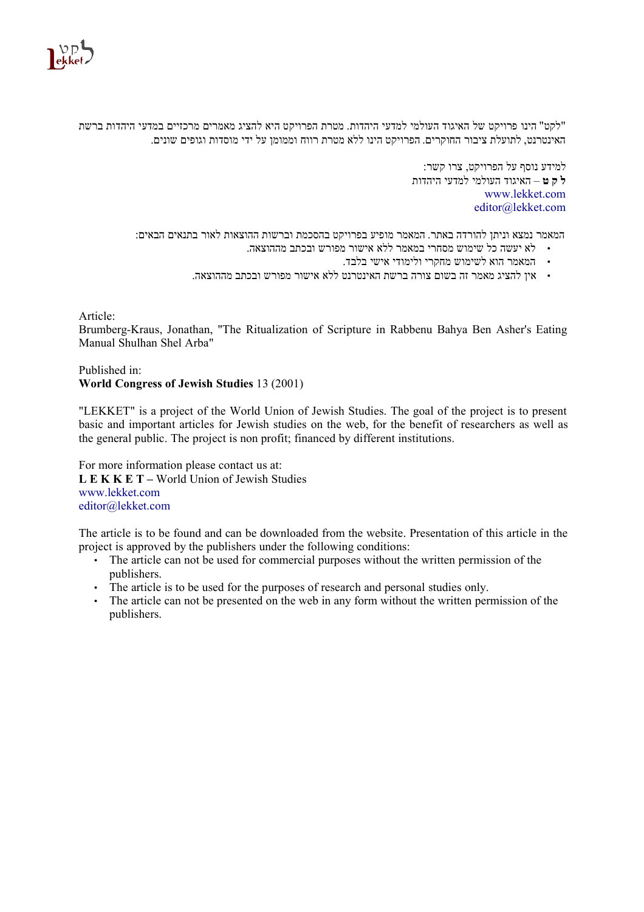"לקט" הינו פרויקט של האיגוד העולמי למדעי היהדות. מטרת הפרויקט היא להציג מאמרים מרכזיים במדעי היהדות ברשת האינטרנט, לתועלת ציבור החוקרים. הפרויקט הינו ללא מטרת רווח וממומן על ידי מוסדות וגופים שונים.

למידע נוסף על הפרויקט, צרו קשר:
**ל ק ט** – האיגוד העולמי למדעי היהדות
www.lekket.com
editor@lekket.com

המאמר נמצא וניתן להורדה באתר. המאמר מופיע בפרויקט בהסכמת וברשות ההוצאות לאור בתנאים הבאים:

- לא יעשה כל שימוש מסחרי במאמר ללא אישור מפורש ובכתב מההוצאה.
- המאמר הוא לשימוש מחקרי ולימודי אישי בלבד.
- אין להציג מאמר זה בשום צורה ברשת האינטרנט ללא אישור מפורש ובכתב מההוצאה.

Article:
Brumberg-Kraus, Jonathan, "The Ritualization of Scripture in Rabbenu Bahya Ben Asher's Eating Manual Shulhan Shel Arba"

Published in:
**World Congress of Jewish Studies** 13 (2001)

"LEKKET" is a project of the World Union of Jewish Studies. The goal of the project is to present basic and important articles for Jewish studies on the web, for the benefit of researchers as well as the general public. The project is non profit; financed by different institutions.

For more information please contact us at:
**L E K K E T –** World Union of Jewish Studies
www.lekket.com
editor@lekket.com

The article is to be found and can be downloaded from the website. Presentation of this article in the project is approved by the publishers under the following conditions:

- The article can not be used for commercial purposes without the written permission of the publishers.
- The article is to be used for the purposes of research and personal studies only.
- The article can not be presented on the web in any form without the written permission of the publishers.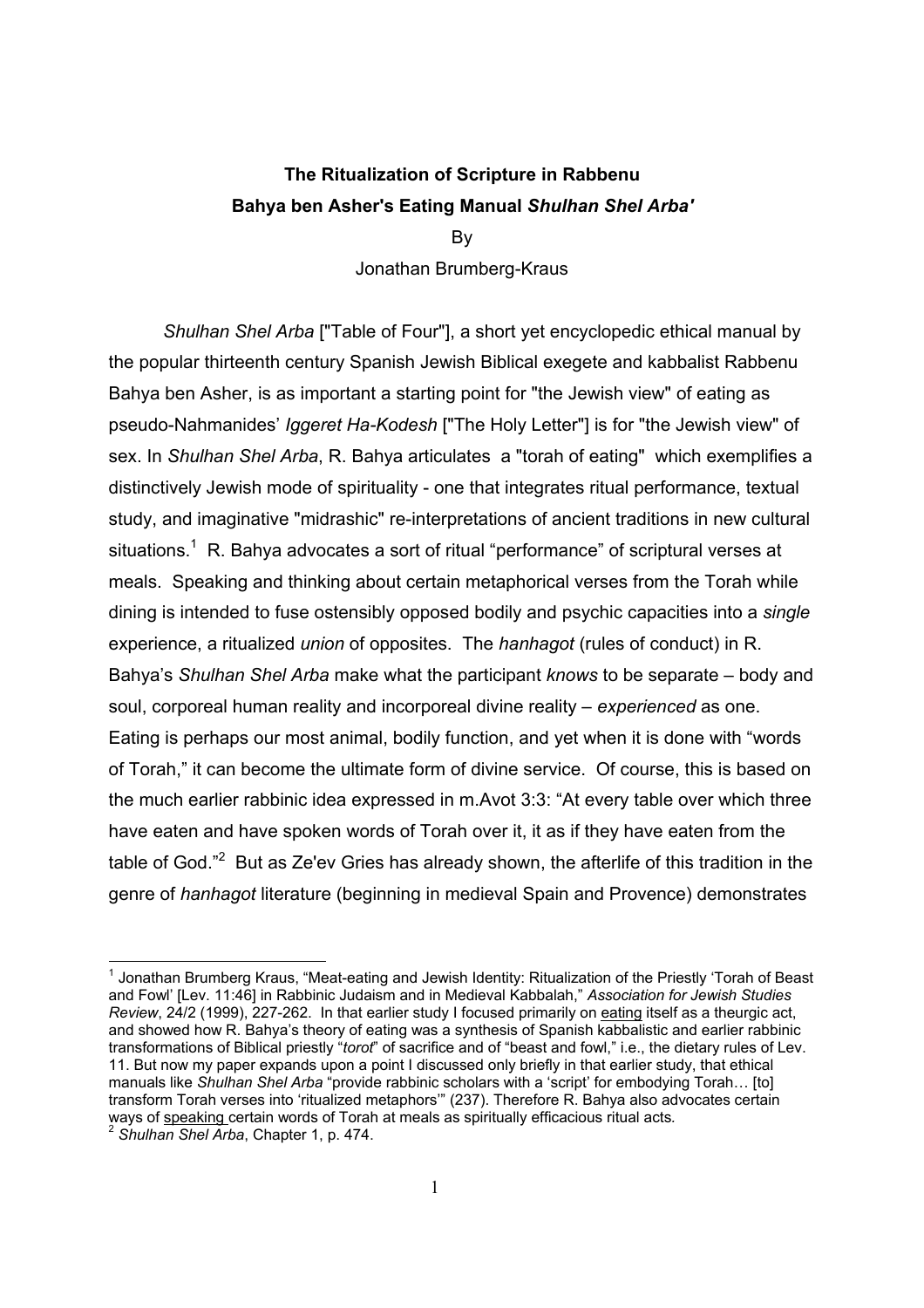**The Ritualization of Scripture in Rabbenu Bahya ben Asher's Eating Manual *Shulhan Shel Arba'***

By

Jonathan Brumberg-Kraus

*Shulhan Shel Arba* ["Table of Four"], a short yet encyclopedic ethical manual by the popular thirteenth century Spanish Jewish Biblical exegete and kabbalist Rabbenu Bahya ben Asher, is as important a starting point for "the Jewish view" of eating as pseudo-Nahmanides' *Iggeret Ha-Kodesh* ["The Holy Letter"] is for "the Jewish view" of sex. In *Shulhan Shel Arba*, R. Bahya articulates a "torah of eating" which exemplifies a distinctively Jewish mode of spirituality - one that integrates ritual performance, textual study, and imaginative "midrashic" re-interpretations of ancient traditions in new cultural situations.[1] R. Bahya advocates a sort of ritual "performance" of scriptural verses at meals. Speaking and thinking about certain metaphorical verses from the Torah while dining is intended to fuse ostensibly opposed bodily and psychic capacities into a *single* experience, a ritualized *union* of opposites. The *hanhagot* (rules of conduct) in R. Bahya's *Shulhan Shel Arba* make what the participant *knows* to be separate – body and soul, corporeal human reality and incorporeal divine reality – *experienced* as one. Eating is perhaps our most animal, bodily function, and yet when it is done with "words of Torah," it can become the ultimate form of divine service. Of course, this is based on the much earlier rabbinic idea expressed in m.Avot 3:3: "At every table over which three have eaten and have spoken words of Torah over it, it as if they have eaten from the table of God."[2] But as Ze'ev Gries has already shown, the afterlife of this tradition in the genre of *hanhagot* literature (beginning in medieval Spain and Provence) demonstrates

---

[1] Jonathan Brumberg Kraus, "Meat-eating and Jewish Identity: Ritualization of the Priestly 'Torah of Beast and Fowl' [Lev. 11:46] in Rabbinic Judaism and in Medieval Kabbalah," *Association for Jewish Studies Review*, 24/2 (1999), 227-262. In that earlier study I focused primarily on eating itself as a theurgic act, and showed how R. Bahya's theory of eating was a synthesis of Spanish kabbalistic and earlier rabbinic transformations of Biblical priestly "*torot*" of sacrifice and of "beast and fowl," i.e., the dietary rules of Lev. 11. But now my paper expands upon a point I discussed only briefly in that earlier study, that ethical manuals like *Shulhan Shel Arba* "provide rabbinic scholars with a 'script' for embodying Torah… [to] transform Torah verses into 'ritualized metaphors'" (237). Therefore R. Bahya also advocates certain ways of speaking certain words of Torah at meals as spiritually efficacious ritual acts*.*

[2] *Shulhan Shel Arba*, Chapter 1, p. 474.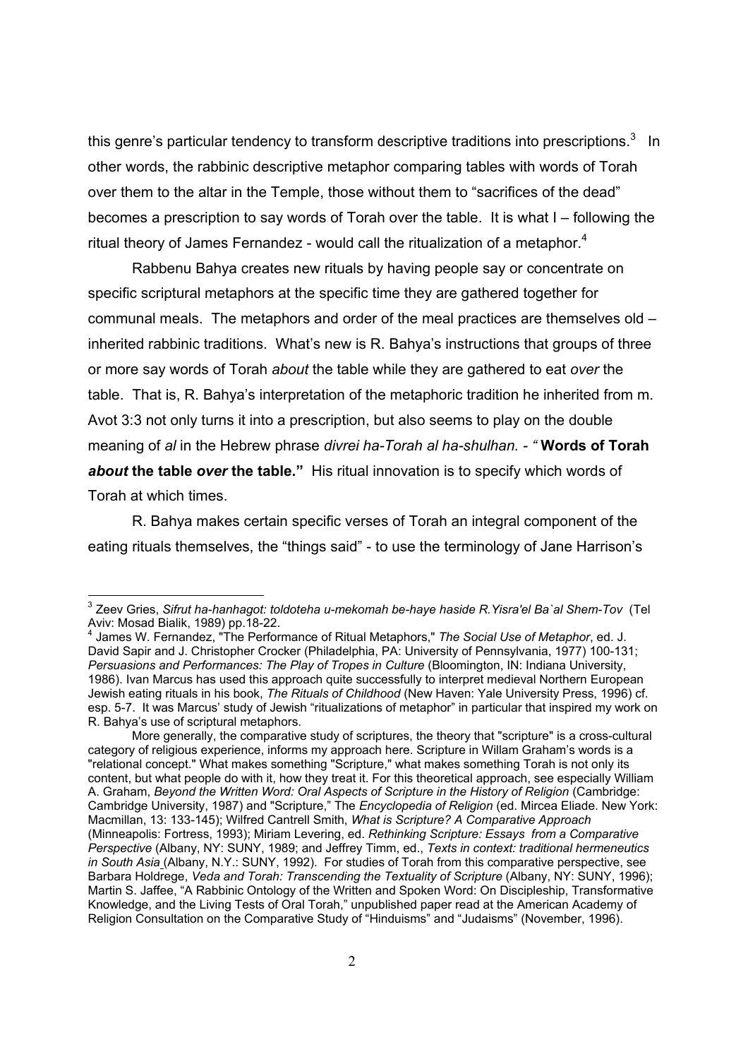this genre's particular tendency to transform descriptive traditions into prescriptions.[3] In other words, the rabbinic descriptive metaphor comparing tables with words of Torah over them to the altar in the Temple, those without them to "sacrifices of the dead" becomes a prescription to say words of Torah over the table. It is what I – following the ritual theory of James Fernandez - would call the ritualization of a metaphor.[4]

Rabbenu Bahya creates new rituals by having people say or concentrate on specific scriptural metaphors at the specific time they are gathered together for communal meals. The metaphors and order of the meal practices are themselves old – inherited rabbinic traditions. What's new is R. Bahya's instructions that groups of three or more say words of Torah *about* the table while they are gathered to eat *over* the table. That is, R. Bahya's interpretation of the metaphoric tradition he inherited from m. Avot 3:3 not only turns it into a prescription, but also seems to play on the double meaning of *al* in the Hebrew phrase *divrei ha-Torah al ha-shulhan. - "* **Words of Torah *about* the table *over* the table."** His ritual innovation is to specify which words of Torah at which times.

R. Bahya makes certain specific verses of Torah an integral component of the eating rituals themselves, the "things said" - to use the terminology of Jane Harrison's

---

[3] Zeev Gries, *Sifrut ha-hanhagot: toldoteha u-mekomah be-haye haside R.Yisra'el Ba`al Shem-Tov* (Tel Aviv: Mosad Bialik, 1989) pp.18-22.

[4] James W. Fernandez, "The Performance of Ritual Metaphors," *The Social Use of Metaphor*, ed. J. David Sapir and J. Christopher Crocker (Philadelphia, PA: University of Pennsylvania, 1977) 100-131; *Persuasions and Performances: The Play of Tropes in Culture* (Bloomington, IN: Indiana University, 1986). Ivan Marcus has used this approach quite successfully to interpret medieval Northern European Jewish eating rituals in his book, *The Rituals of Childhood* (New Haven: Yale University Press, 1996) cf. esp. 5-7. It was Marcus' study of Jewish "ritualizations of metaphor" in particular that inspired my work on R. Bahya's use of scriptural metaphors.

More generally, the comparative study of scriptures, the theory that "scripture" is a cross-cultural category of religious experience, informs my approach here. Scripture in Willam Graham's words is a "relational concept." What makes something "Scripture," what makes something Torah is not only its content, but what people do with it, how they treat it. For this theoretical approach, see especially William A. Graham, *Beyond the Written Word: Oral Aspects of Scripture in the History of Religion* (Cambridge: Cambridge University, 1987) and "Scripture," The *Encyclopedia of Religion* (ed. Mircea Eliade. New York: Macmillan, 13: 133-145); Wilfred Cantrell Smith, *What is Scripture? A Comparative Approach* (Minneapolis: Fortress, 1993); Miriam Levering, ed. *Rethinking Scripture: Essays from a Comparative Perspective* (Albany, NY: SUNY, 1989; and Jeffrey Timm, ed., *Texts in context: traditional hermeneutics in South Asia* (Albany, N.Y.: SUNY, 1992). For studies of Torah from this comparative perspective, see Barbara Holdrege, *Veda and Torah: Transcending the Textuality of Scripture* (Albany, NY: SUNY, 1996); Martin S. Jaffee, "A Rabbinic Ontology of the Written and Spoken Word: On Discipleship, Transformative Knowledge, and the Living Tests of Oral Torah," unpublished paper read at the American Academy of Religion Consultation on the Comparative Study of "Hinduisms" and "Judaisms" (November, 1996).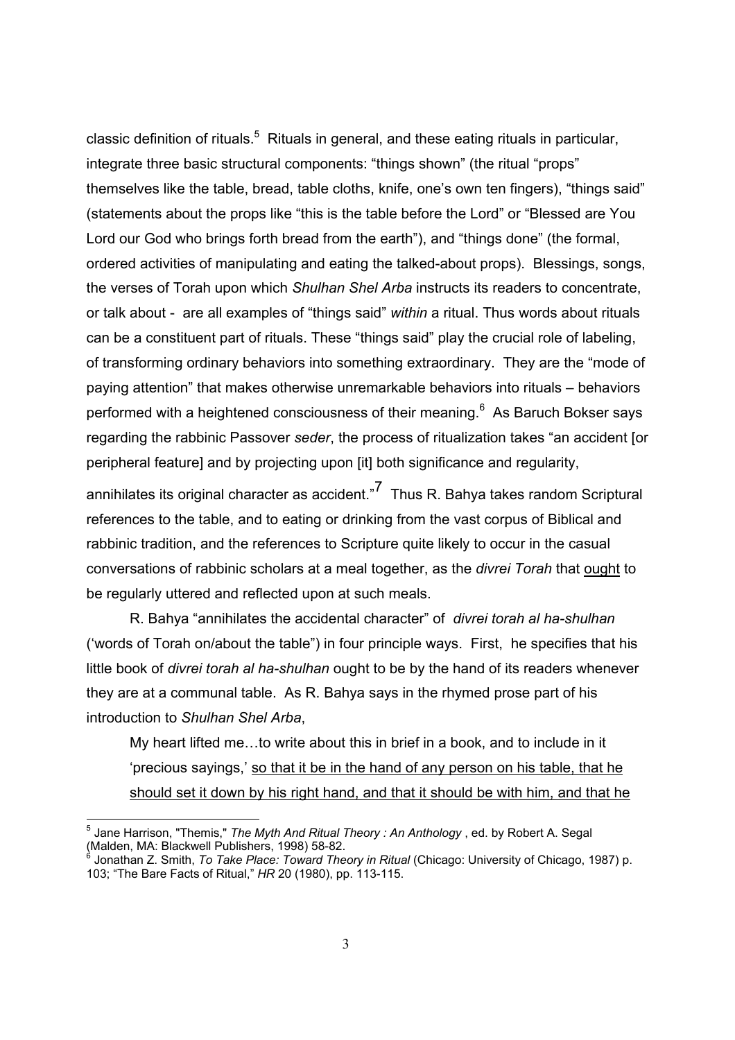classic definition of rituals.[5] Rituals in general, and these eating rituals in particular, integrate three basic structural components: "things shown" (the ritual "props" themselves like the table, bread, table cloths, knife, one's own ten fingers), "things said" (statements about the props like "this is the table before the Lord" or "Blessed are You Lord our God who brings forth bread from the earth"), and "things done" (the formal, ordered activities of manipulating and eating the talked-about props). Blessings, songs, the verses of Torah upon which *Shulhan Shel Arba* instructs its readers to concentrate, or talk about - are all examples of "things said" *within* a ritual. Thus words about rituals can be a constituent part of rituals. These "things said" play the crucial role of labeling, of transforming ordinary behaviors into something extraordinary. They are the "mode of paying attention" that makes otherwise unremarkable behaviors into rituals – behaviors performed with a heightened consciousness of their meaning.[6] As Baruch Bokser says regarding the rabbinic Passover *seder*, the process of ritualization takes "an accident [or peripheral feature] and by projecting upon [it] both significance and regularity, annihilates its original character as accident."[7] Thus R. Bahya takes random Scriptural references to the table, and to eating or drinking from the vast corpus of Biblical and rabbinic tradition, and the references to Scripture quite likely to occur in the casual conversations of rabbinic scholars at a meal together, as the *divrei Torah* that <u>ought</u> to be regularly uttered and reflected upon at such meals.

R. Bahya "annihilates the accidental character" of *divrei torah al ha-shulhan* ('words of Torah on/about the table") in four principle ways. First, he specifies that his little book of *divrei torah al ha-shulhan* ought to be by the hand of its readers whenever they are at a communal table. As R. Bahya says in the rhymed prose part of his introduction to *Shulhan Shel Arba*,

> My heart lifted me…to write about this in brief in a book, and to include in it 'precious sayings,' <u>so that it be in the hand of any person on his table, that he should set it down by his right hand, and that it should be with him, and that he</u>

---

[5] Jane Harrison, "Themis," *The Myth And Ritual Theory : An Anthology* , ed. by Robert A. Segal (Malden, MA: Blackwell Publishers, 1998) 58-82.

[6] Jonathan Z. Smith, *To Take Place: Toward Theory in Ritual* (Chicago: University of Chicago, 1987) p. 103; "The Bare Facts of Ritual," *HR* 20 (1980), pp. 113-115.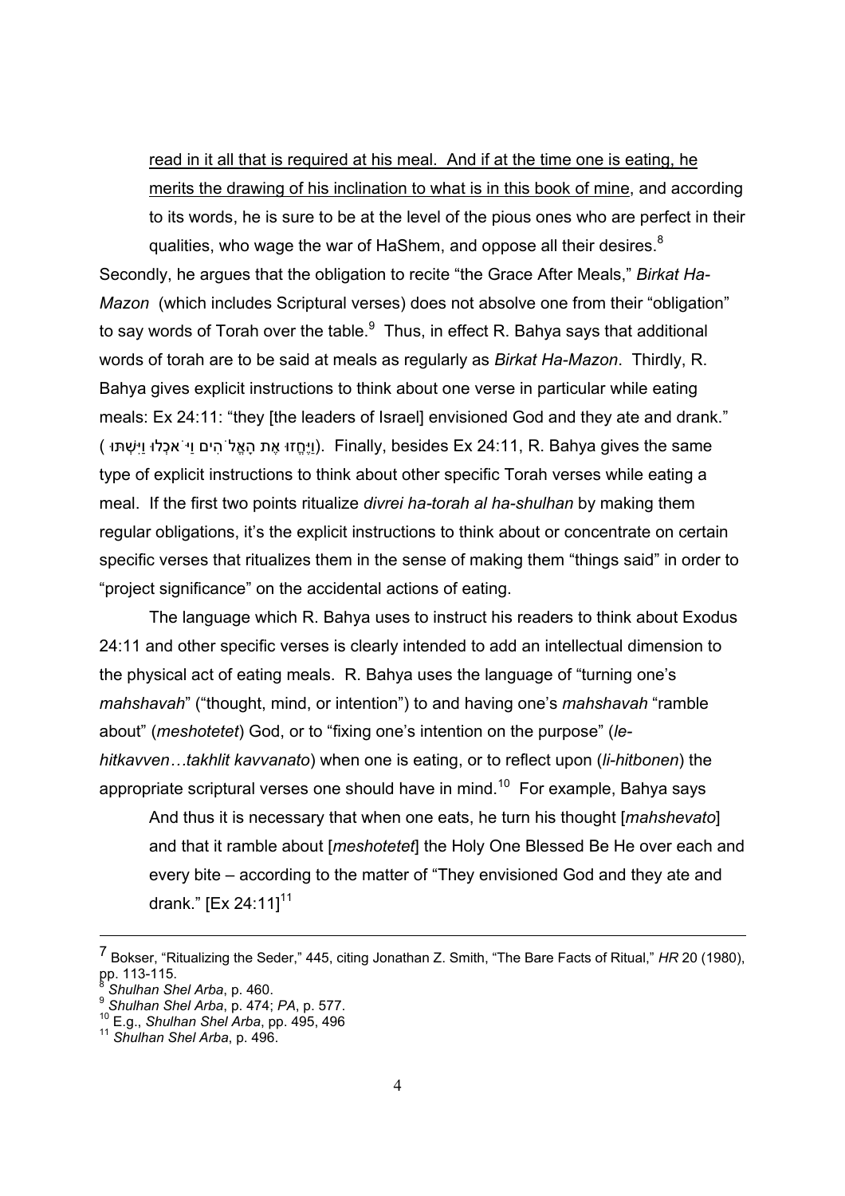read in it all that is required at his meal. And if at the time one is eating, he merits the drawing of his inclination to what is in this book of mine, and according to its words, he is sure to be at the level of the pious ones who are perfect in their qualities, who wage the war of HaShem, and oppose all their desires.[8]

Secondly, he argues that the obligation to recite "the Grace After Meals," *Birkat Ha-Mazon* (which includes Scriptural verses) does not absolve one from their "obligation" to say words of Torah over the table.[9] Thus, in effect R. Bahya says that additional words of torah are to be said at meals as regularly as *Birkat Ha-Mazon*. Thirdly, R. Bahya gives explicit instructions to think about one verse in particular while eating meals: Ex 24:11: "they [the leaders of Israel] envisioned God and they ate and drank." (וַיֶּחֱזוּ אֶת הָאֱלֹהִים וַיֹּאכְלוּ וַיִּשְׁתּוּ). Finally, besides Ex 24:11, R. Bahya gives the same type of explicit instructions to think about other specific Torah verses while eating a meal. If the first two points ritualize *divrei ha-torah al ha-shulhan* by making them regular obligations, it's the explicit instructions to think about or concentrate on certain specific verses that ritualizes them in the sense of making them "things said" in order to "project significance" on the accidental actions of eating.

The language which R. Bahya uses to instruct his readers to think about Exodus 24:11 and other specific verses is clearly intended to add an intellectual dimension to the physical act of eating meals. R. Bahya uses the language of "turning one's *mahshavah*" ("thought, mind, or intention") to and having one's *mahshavah* "ramble about" (*meshotetet*) God, or to "fixing one's intention on the purpose" (*le-hitkavven…takhlit kavvanato*) when one is eating, or to reflect upon (*li-hitbonen*) the appropriate scriptural verses one should have in mind.[10] For example, Bahya says

> And thus it is necessary that when one eats, he turn his thought [*mahshevato*] and that it ramble about [*meshotetet*] the Holy One Blessed Be He over each and every bite – according to the matter of "They envisioned God and they ate and drank." [Ex 24:11][11]

---

[7] Bokser, "Ritualizing the Seder," 445, citing Jonathan Z. Smith, "The Bare Facts of Ritual," *HR* 20 (1980), pp. 113-115.

[8] *Shulhan Shel Arba*, p. 460.

[9] *Shulhan Shel Arba*, p. 474; *PA*, p. 577.

[10] E.g., *Shulhan Shel Arba*, pp. 495, 496

[11] *Shulhan Shel Arba*, p. 496.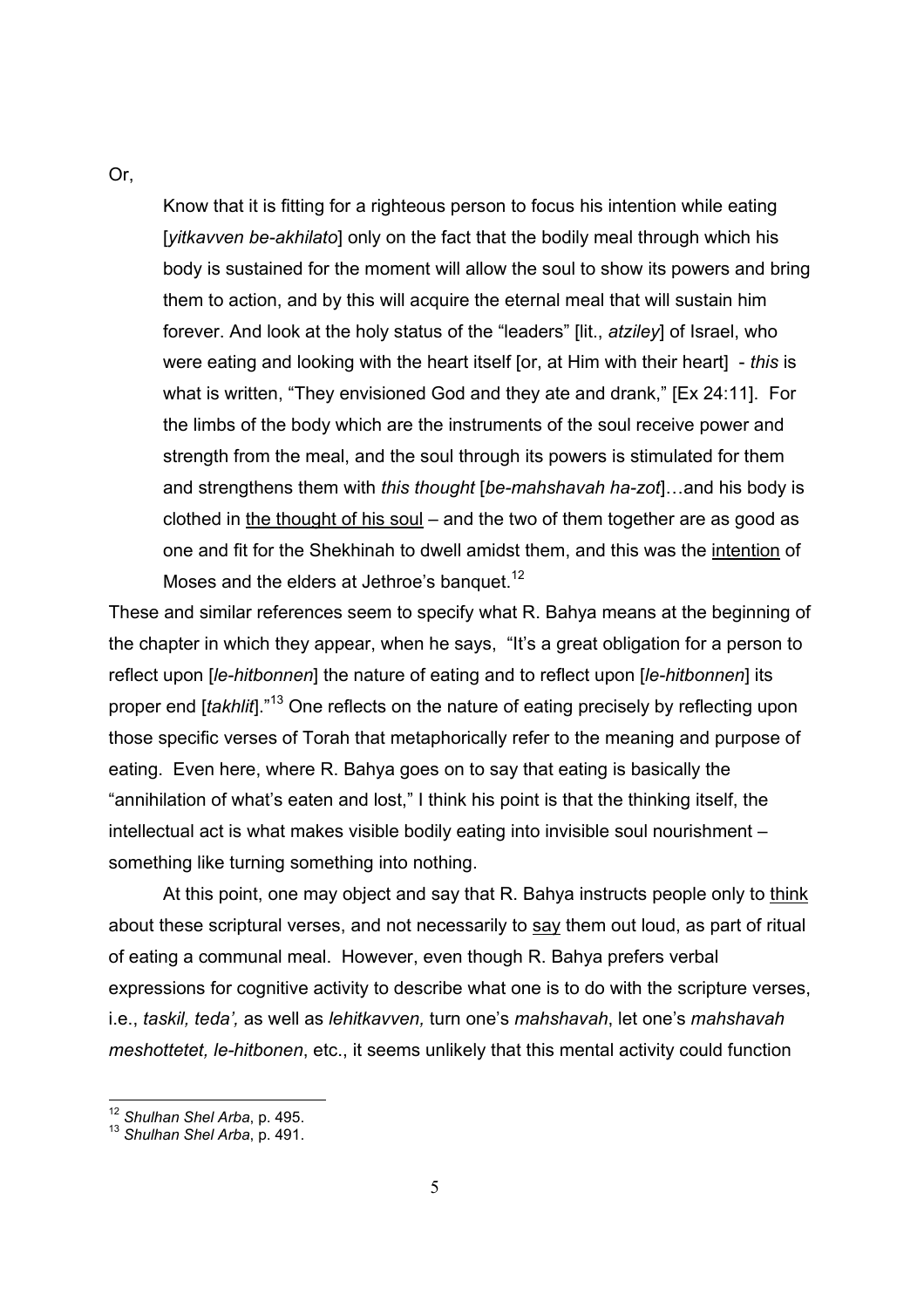Or,

> Know that it is fitting for a righteous person to focus his intention while eating [*yitkavven be-akhilato*] only on the fact that the bodily meal through which his body is sustained for the moment will allow the soul to show its powers and bring them to action, and by this will acquire the eternal meal that will sustain him forever. And look at the holy status of the "leaders" [lit., *atziley*] of Israel, who were eating and looking with the heart itself [or, at Him with their heart] - *this* is what is written, "They envisioned God and they ate and drank," [Ex 24:11]. For the limbs of the body which are the instruments of the soul receive power and strength from the meal, and the soul through its powers is stimulated for them and strengthens them with *this thought* [*be-mahshavah ha-zot*]…and his body is clothed in <u>the thought of his soul</u> – and the two of them together are as good as one and fit for the Shekhinah to dwell amidst them, and this was the <u>intention</u> of Moses and the elders at Jethroe's banquet.[12]

These and similar references seem to specify what R. Bahya means at the beginning of the chapter in which they appear, when he says, "It's a great obligation for a person to reflect upon [*le-hitbonnen*] the nature of eating and to reflect upon [*le-hitbonnen*] its proper end [*takhlit*]."[13] One reflects on the nature of eating precisely by reflecting upon those specific verses of Torah that metaphorically refer to the meaning and purpose of eating. Even here, where R. Bahya goes on to say that eating is basically the "annihilation of what's eaten and lost," I think his point is that the thinking itself, the intellectual act is what makes visible bodily eating into invisible soul nourishment – something like turning something into nothing.

At this point, one may object and say that R. Bahya instructs people only to <u>think</u> about these scriptural verses, and not necessarily to <u>say</u> them out loud, as part of ritual of eating a communal meal. However, even though R. Bahya prefers verbal expressions for cognitive activity to describe what one is to do with the scripture verses, i.e., *taskil, teda',* as well as *lehitkavven,* turn one's *mahshavah*, let one's *mahshavah meshottetet, le-hitbonen*, etc., it seems unlikely that this mental activity could function

---

[12] *Shulhan Shel Arba*, p. 495.

[13] *Shulhan Shel Arba*, p. 491.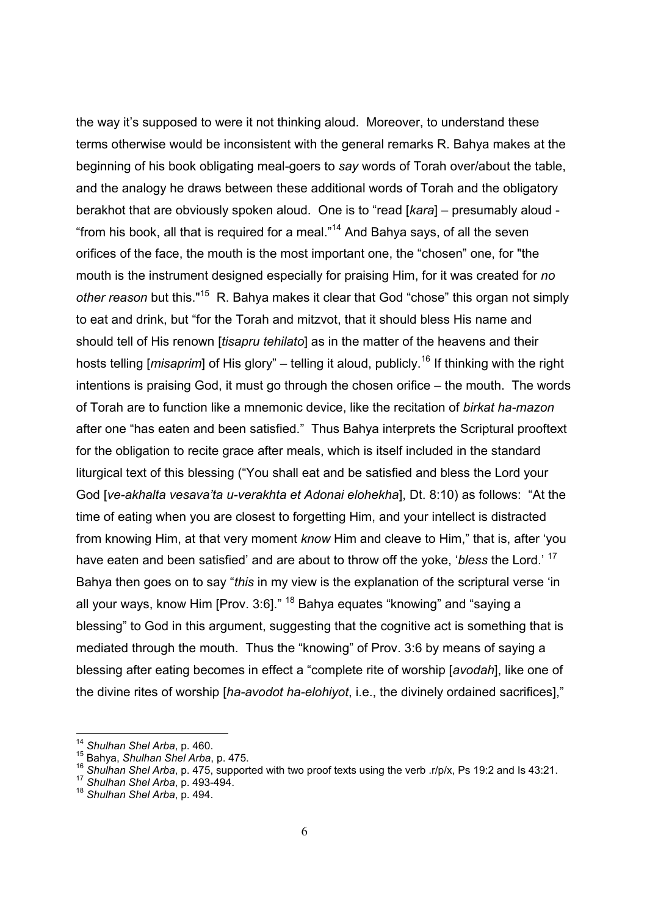the way it's supposed to were it not thinking aloud. Moreover, to understand these terms otherwise would be inconsistent with the general remarks R. Bahya makes at the beginning of his book obligating meal-goers to *say* words of Torah over/about the table, and the analogy he draws between these additional words of Torah and the obligatory berakhot that are obviously spoken aloud. One is to "read [*kara*] – presumably aloud - "from his book, all that is required for a meal."[14] And Bahya says, of all the seven orifices of the face, the mouth is the most important one, the "chosen" one, for "the mouth is the instrument designed especially for praising Him, for it was created for *no other reason* but this."[15] R. Bahya makes it clear that God "chose" this organ not simply to eat and drink, but "for the Torah and mitzvot, that it should bless His name and should tell of His renown [*tisapru tehilato*] as in the matter of the heavens and their hosts telling [*misaprim*] of His glory" – telling it aloud, publicly.[16] If thinking with the right intentions is praising God, it must go through the chosen orifice – the mouth. The words of Torah are to function like a mnemonic device, like the recitation of *birkat ha-mazon* after one "has eaten and been satisfied." Thus Bahya interprets the Scriptural prooftext for the obligation to recite grace after meals, which is itself included in the standard liturgical text of this blessing ("You shall eat and be satisfied and bless the Lord your God [*ve-akhalta vesava'ta u-verakhta et Adonai elohekha*], Dt. 8:10) as follows: "At the time of eating when you are closest to forgetting Him, and your intellect is distracted from knowing Him, at that very moment *know* Him and cleave to Him," that is, after 'you have eaten and been satisfied' and are about to throw off the yoke, '*bless* the Lord.'[17] Bahya then goes on to say "*this* in my view is the explanation of the scriptural verse 'in all your ways, know Him [Prov. 3:6]."[18] Bahya equates "knowing" and "saying a blessing" to God in this argument, suggesting that the cognitive act is something that is mediated through the mouth. Thus the "knowing" of Prov. 3:6 by means of saying a blessing after eating becomes in effect a "complete rite of worship [*avodah*], like one of the divine rites of worship [*ha-avodot ha-elohiyot*, i.e., the divinely ordained sacrifices],"

---

[14] *Shulhan Shel Arba*, p. 460.

[15] Bahya, *Shulhan Shel Arba*, p. 475.

[16] *Shulhan Shel Arba*, p. 475, supported with two proof texts using the verb .r/p/x, Ps 19:2 and Is 43:21.

[17] *Shulhan Shel Arba*, p. 493-494.

[18] *Shulhan Shel Arba*, p. 494.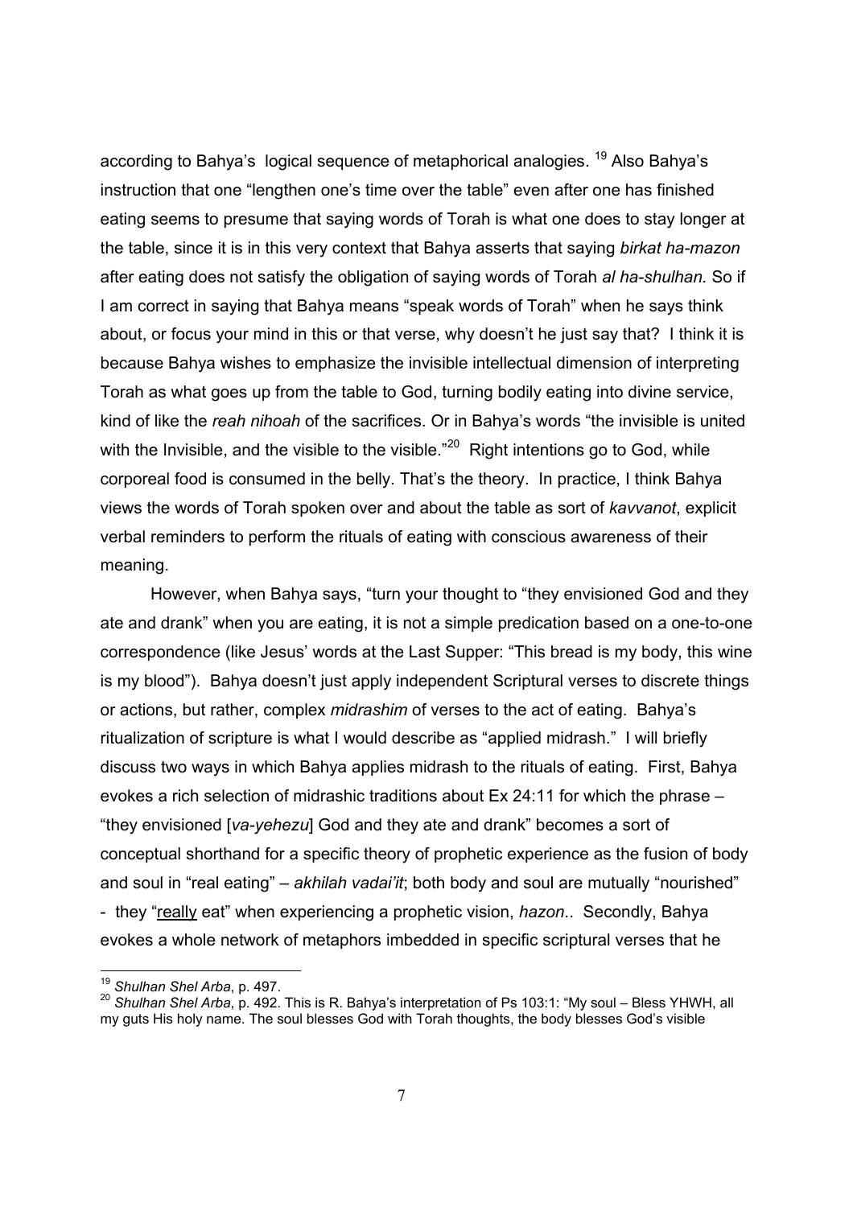according to Bahya's logical sequence of metaphorical analogies. [19] Also Bahya's instruction that one "lengthen one's time over the table" even after one has finished eating seems to presume that saying words of Torah is what one does to stay longer at the table, since it is in this very context that Bahya asserts that saying *birkat ha-mazon* after eating does not satisfy the obligation of saying words of Torah *al ha-shulhan.* So if I am correct in saying that Bahya means "speak words of Torah" when he says think about, or focus your mind in this or that verse, why doesn't he just say that? I think it is because Bahya wishes to emphasize the invisible intellectual dimension of interpreting Torah as what goes up from the table to God, turning bodily eating into divine service, kind of like the *reah nihoah* of the sacrifices. Or in Bahya's words "the invisible is united with the Invisible, and the visible to the visible."[20] Right intentions go to God, while corporeal food is consumed in the belly. That's the theory. In practice, I think Bahya views the words of Torah spoken over and about the table as sort of *kavvanot*, explicit verbal reminders to perform the rituals of eating with conscious awareness of their meaning.

However, when Bahya says, "turn your thought to "they envisioned God and they ate and drank" when you are eating, it is not a simple predication based on a one-to-one correspondence (like Jesus' words at the Last Supper: "This bread is my body, this wine is my blood"). Bahya doesn't just apply independent Scriptural verses to discrete things or actions, but rather, complex *midrashim* of verses to the act of eating. Bahya's ritualization of scripture is what I would describe as "applied midrash." I will briefly discuss two ways in which Bahya applies midrash to the rituals of eating. First, Bahya evokes a rich selection of midrashic traditions about Ex 24:11 for which the phrase – "they envisioned [*va-yehezu*] God and they ate and drank" becomes a sort of conceptual shorthand for a specific theory of prophetic experience as the fusion of body and soul in "real eating" – *akhilah vadai'it*; both body and soul are mutually "nourished" - they "<u>really</u> eat" when experiencing a prophetic vision, *hazon*.. Secondly, Bahya evokes a whole network of metaphors imbedded in specific scriptural verses that he

---

[19] *Shulhan Shel Arba*, p. 497.

[20] *Shulhan Shel Arba*, p. 492. This is R. Bahya's interpretation of Ps 103:1: "My soul – Bless YHWH, all my guts His holy name. The soul blesses God with Torah thoughts, the body blesses God's visible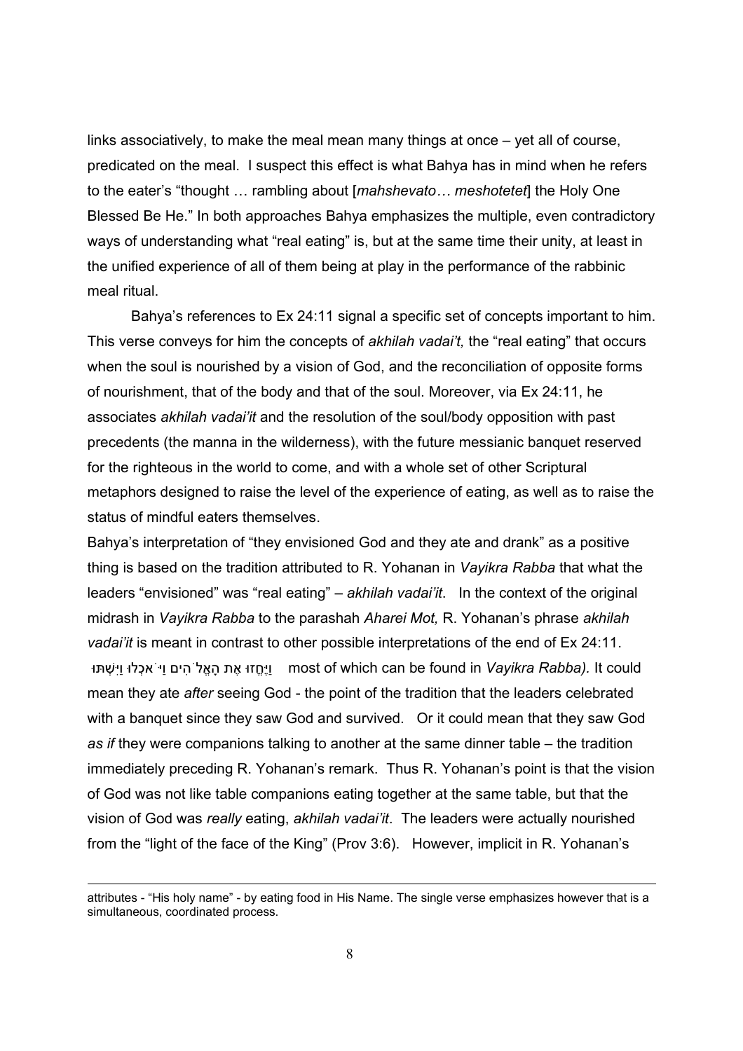links associatively, to make the meal mean many things at once – yet all of course, predicated on the meal. I suspect this effect is what Bahya has in mind when he refers to the eater's "thought … rambling about [*mahshevato… meshotetet*] the Holy One Blessed Be He." In both approaches Bahya emphasizes the multiple, even contradictory ways of understanding what "real eating" is, but at the same time their unity, at least in the unified experience of all of them being at play in the performance of the rabbinic meal ritual.

Bahya's references to Ex 24:11 signal a specific set of concepts important to him. This verse conveys for him the concepts of *akhilah vadai't,* the "real eating" that occurs when the soul is nourished by a vision of God, and the reconciliation of opposite forms of nourishment, that of the body and that of the soul. Moreover, via Ex 24:11, he associates *akhilah vadai'it* and the resolution of the soul/body opposition with past precedents (the manna in the wilderness), with the future messianic banquet reserved for the righteous in the world to come, and with a whole set of other Scriptural metaphors designed to raise the level of the experience of eating, as well as to raise the status of mindful eaters themselves.

Bahya's interpretation of "they envisioned God and they ate and drank" as a positive thing is based on the tradition attributed to R. Yohanan in *Vayikra Rabba* that what the leaders "envisioned" was "real eating" – *akhilah vadai'it*. In the context of the original midrash in *Vayikra Rabba* to the parashah *Aharei Mot,* R. Yohanan's phrase *akhilah vadai'it* is meant in contrast to other possible interpretations of the end of Ex 24:11. וַיֶּחֱזוּ אֶת הָאֱלֹהִים וַיֹּאכְלוּ וַיִּשְׁתּוּ most of which can be found in *Vayikra Rabba).* It could mean they ate *after* seeing God - the point of the tradition that the leaders celebrated with a banquet since they saw God and survived. Or it could mean that they saw God *as if* they were companions talking to another at the same dinner table – the tradition immediately preceding R. Yohanan's remark. Thus R. Yohanan's point is that the vision of God was not like table companions eating together at the same table, but that the vision of God was *really* eating, *akhilah vadai'it*. The leaders were actually nourished from the "light of the face of the King" (Prov 3:6). However, implicit in R. Yohanan's

---

attributes - "His holy name" - by eating food in His Name. The single verse emphasizes however that is a simultaneous, coordinated process.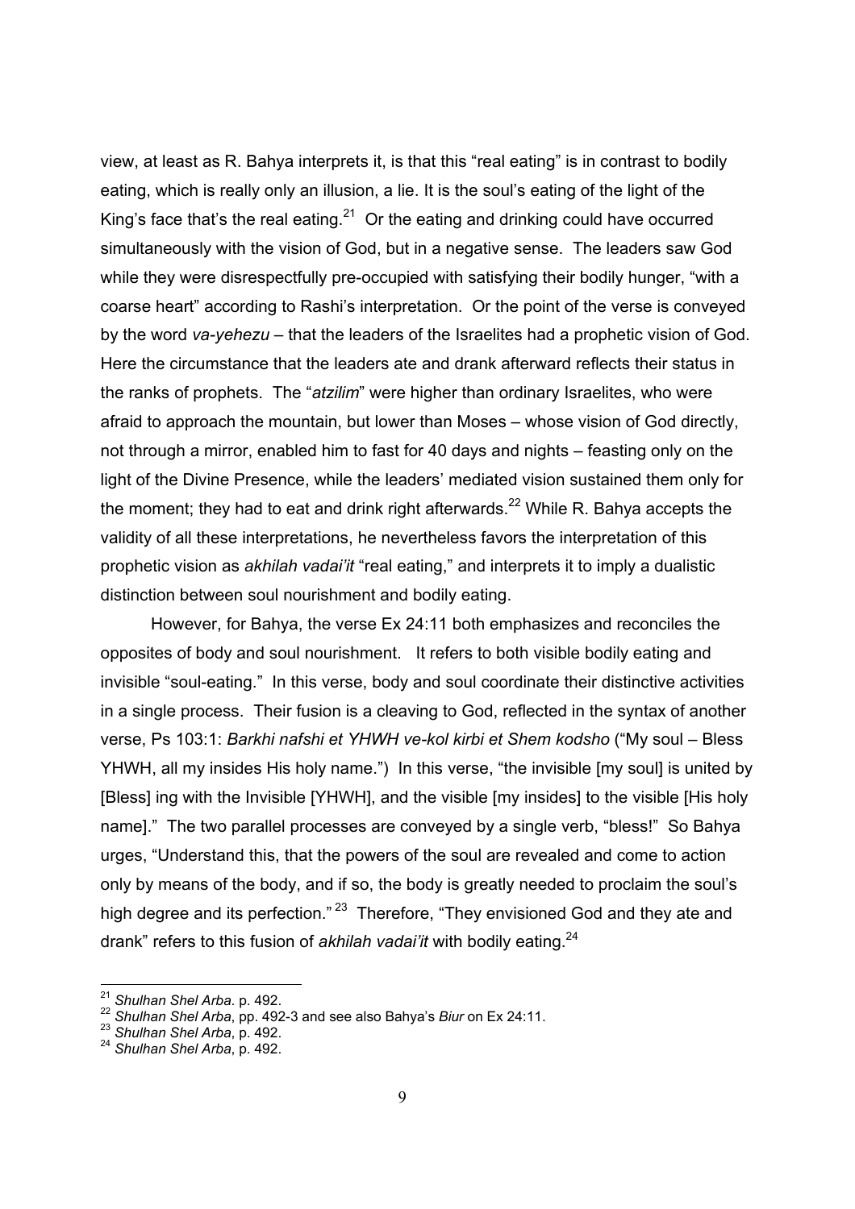view, at least as R. Bahya interprets it, is that this "real eating" is in contrast to bodily eating, which is really only an illusion, a lie. It is the soul's eating of the light of the King's face that's the real eating.[21] Or the eating and drinking could have occurred simultaneously with the vision of God, but in a negative sense. The leaders saw God while they were disrespectfully pre-occupied with satisfying their bodily hunger, "with a coarse heart" according to Rashi's interpretation. Or the point of the verse is conveyed by the word *va-yehezu* – that the leaders of the Israelites had a prophetic vision of God. Here the circumstance that the leaders ate and drank afterward reflects their status in the ranks of prophets. The "*atzilim*" were higher than ordinary Israelites, who were afraid to approach the mountain, but lower than Moses – whose vision of God directly, not through a mirror, enabled him to fast for 40 days and nights – feasting only on the light of the Divine Presence, while the leaders' mediated vision sustained them only for the moment; they had to eat and drink right afterwards.[22] While R. Bahya accepts the validity of all these interpretations, he nevertheless favors the interpretation of this prophetic vision as *akhilah vadai'it* "real eating," and interprets it to imply a dualistic distinction between soul nourishment and bodily eating.

However, for Bahya, the verse Ex 24:11 both emphasizes and reconciles the opposites of body and soul nourishment. It refers to both visible bodily eating and invisible "soul-eating." In this verse, body and soul coordinate their distinctive activities in a single process. Their fusion is a cleaving to God, reflected in the syntax of another verse, Ps 103:1: *Barkhi nafshi et YHWH ve-kol kirbi et Shem kodsho* ("My soul – Bless YHWH, all my insides His holy name.") In this verse, "the invisible [my soul] is united by [Bless] ing with the Invisible [YHWH], and the visible [my insides] to the visible [His holy name]." The two parallel processes are conveyed by a single verb, "bless!" So Bahya urges, "Understand this, that the powers of the soul are revealed and come to action only by means of the body, and if so, the body is greatly needed to proclaim the soul's high degree and its perfection."[23] Therefore, "They envisioned God and they ate and drank" refers to this fusion of *akhilah vadai'it* with bodily eating.[24]

---

[21] *Shulhan Shel Arba*. p. 492.
[22] *Shulhan Shel Arba*, pp. 492-3 and see also Bahya's *Biur* on Ex 24:11.
[23] *Shulhan Shel Arba*, p. 492.
[24] *Shulhan Shel Arba*, p. 492.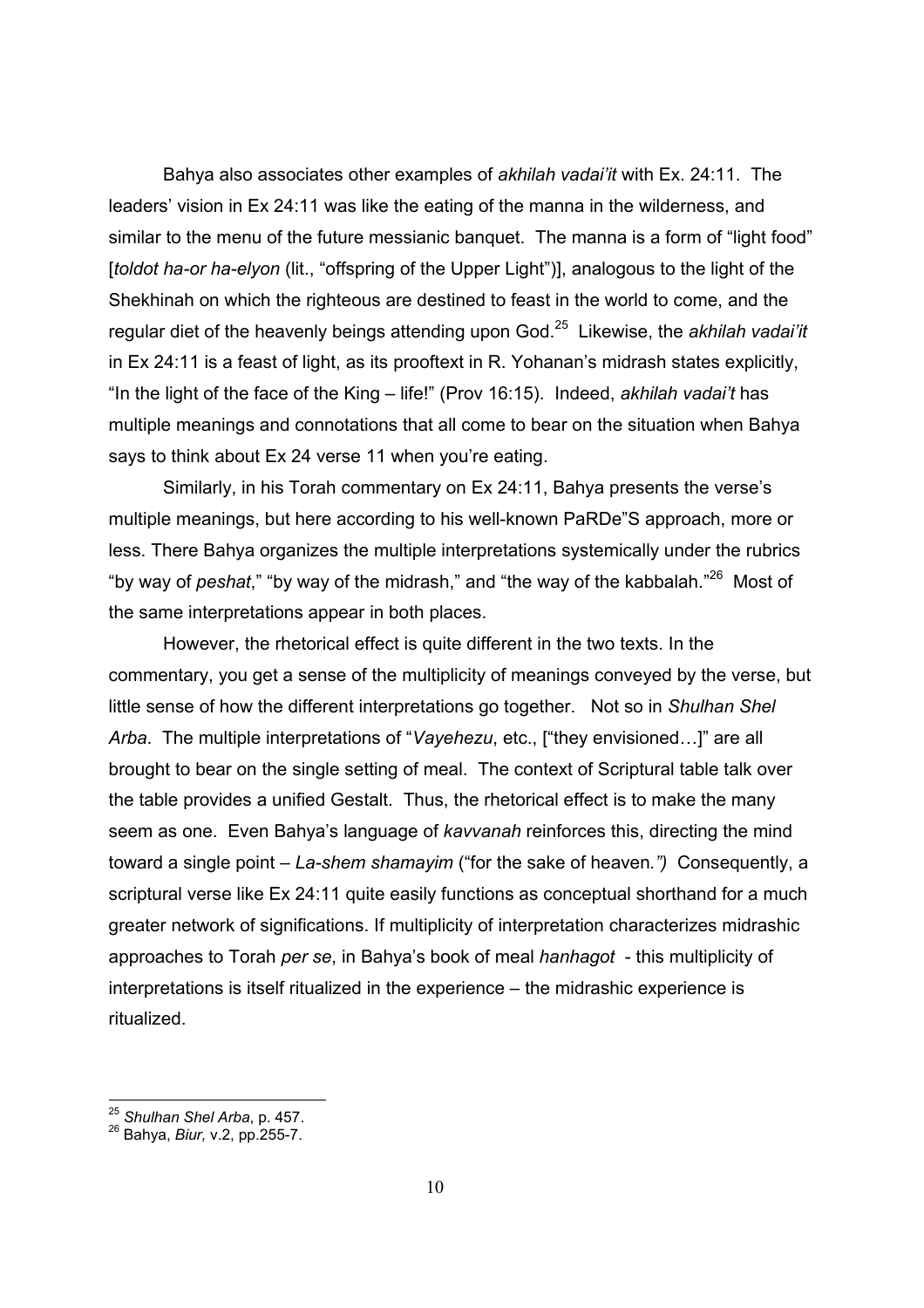Bahya also associates other examples of *akhilah vadai'it* with Ex. 24:11. The leaders' vision in Ex 24:11 was like the eating of the manna in the wilderness, and similar to the menu of the future messianic banquet. The manna is a form of "light food" [*toldot ha-or ha-elyon* (lit., "offspring of the Upper Light")], analogous to the light of the Shekhinah on which the righteous are destined to feast in the world to come, and the regular diet of the heavenly beings attending upon God.[25] Likewise, the *akhilah vadai'it* in Ex 24:11 is a feast of light, as its prooftext in R. Yohanan's midrash states explicitly, "In the light of the face of the King – life!" (Prov 16:15). Indeed, *akhilah vadai't* has multiple meanings and connotations that all come to bear on the situation when Bahya says to think about Ex 24 verse 11 when you're eating.

Similarly, in his Torah commentary on Ex 24:11, Bahya presents the verse's multiple meanings, but here according to his well-known PaRDe"S approach, more or less. There Bahya organizes the multiple interpretations systemically under the rubrics "by way of *peshat*," "by way of the midrash," and "the way of the kabbalah."[26] Most of the same interpretations appear in both places.

However, the rhetorical effect is quite different in the two texts. In the commentary, you get a sense of the multiplicity of meanings conveyed by the verse, but little sense of how the different interpretations go together. Not so in *Shulhan Shel Arba*. The multiple interpretations of "*Vayehezu*, etc., ["they envisioned…]" are all brought to bear on the single setting of meal. The context of Scriptural table talk over the table provides a unified Gestalt. Thus, the rhetorical effect is to make the many seem as one. Even Bahya's language of *kavvanah* reinforces this, directing the mind toward a single point – *La-shem shamayim* ("for the sake of heaven.") Consequently, a scriptural verse like Ex 24:11 quite easily functions as conceptual shorthand for a much greater network of significations. If multiplicity of interpretation characterizes midrashic approaches to Torah *per se*, in Bahya's book of meal *hanhagot* - this multiplicity of interpretations is itself ritualized in the experience – the midrashic experience is ritualized.

---

[25] *Shulhan Shel Arba*, p. 457.

[26] Bahya, *Biur,* v.2, pp.255-7.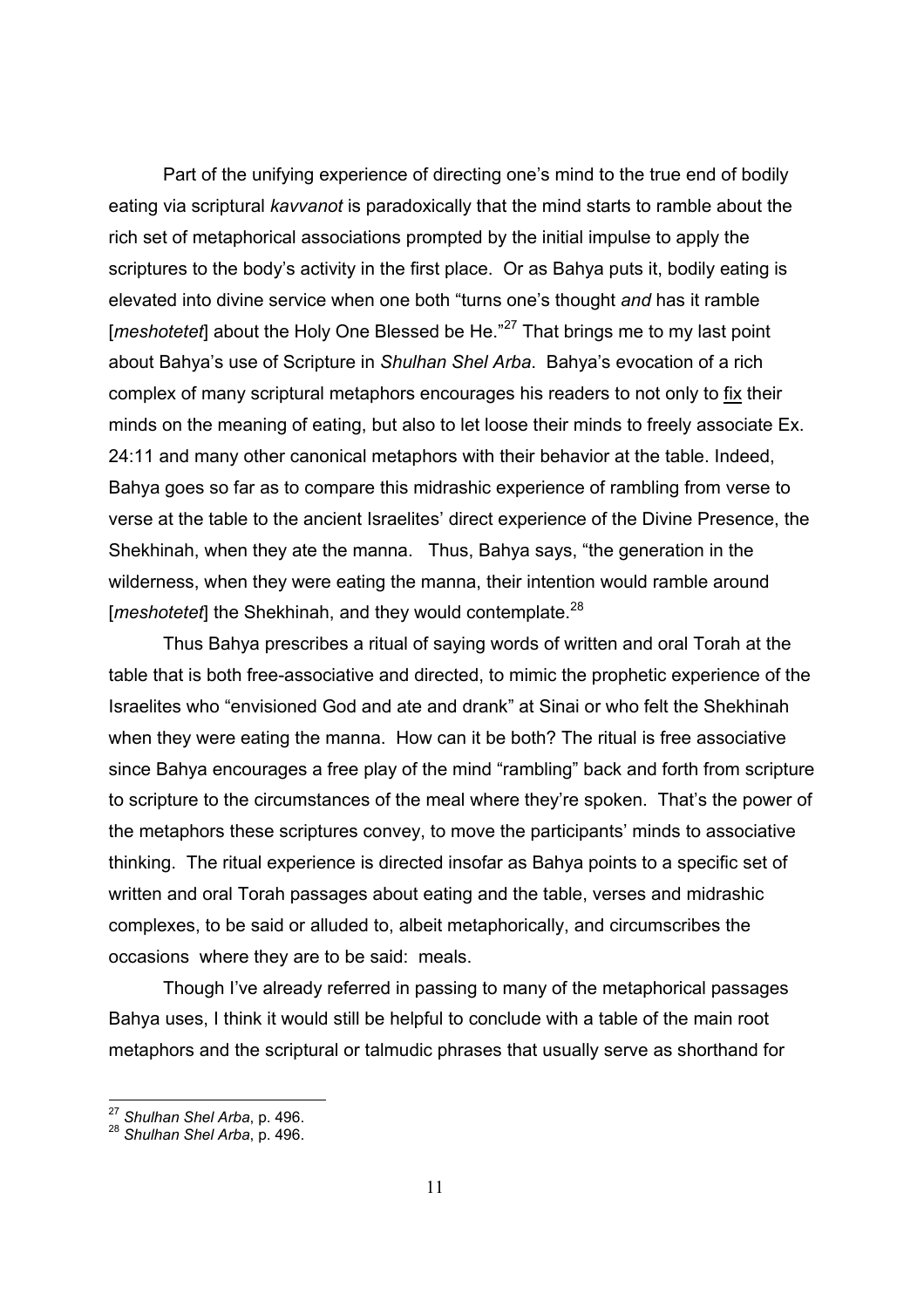Part of the unifying experience of directing one's mind to the true end of bodily eating via scriptural *kavvanot* is paradoxically that the mind starts to ramble about the rich set of metaphorical associations prompted by the initial impulse to apply the scriptures to the body's activity in the first place. Or as Bahya puts it, bodily eating is elevated into divine service when one both "turns one's thought *and* has it ramble [*meshotetet*] about the Holy One Blessed be He."[27] That brings me to my last point about Bahya's use of Scripture in *Shulhan Shel Arba*. Bahya's evocation of a rich complex of many scriptural metaphors encourages his readers to not only to <u>fix</u> their minds on the meaning of eating, but also to let loose their minds to freely associate Ex. 24:11 and many other canonical metaphors with their behavior at the table. Indeed, Bahya goes so far as to compare this midrashic experience of rambling from verse to verse at the table to the ancient Israelites' direct experience of the Divine Presence, the Shekhinah, when they ate the manna. Thus, Bahya says, "the generation in the wilderness, when they were eating the manna, their intention would ramble around [*meshotetet*] the Shekhinah, and they would contemplate.[28]

Thus Bahya prescribes a ritual of saying words of written and oral Torah at the table that is both free-associative and directed, to mimic the prophetic experience of the Israelites who "envisioned God and ate and drank" at Sinai or who felt the Shekhinah when they were eating the manna. How can it be both? The ritual is free associative since Bahya encourages a free play of the mind "rambling" back and forth from scripture to scripture to the circumstances of the meal where they're spoken. That's the power of the metaphors these scriptures convey, to move the participants' minds to associative thinking. The ritual experience is directed insofar as Bahya points to a specific set of written and oral Torah passages about eating and the table, verses and midrashic complexes, to be said or alluded to, albeit metaphorically, and circumscribes the occasions where they are to be said: meals.

Though I've already referred in passing to many of the metaphorical passages Bahya uses, I think it would still be helpful to conclude with a table of the main root metaphors and the scriptural or talmudic phrases that usually serve as shorthand for

---

[27] *Shulhan Shel Arba*, p. 496.

[28] *Shulhan Shel Arba*, p. 496.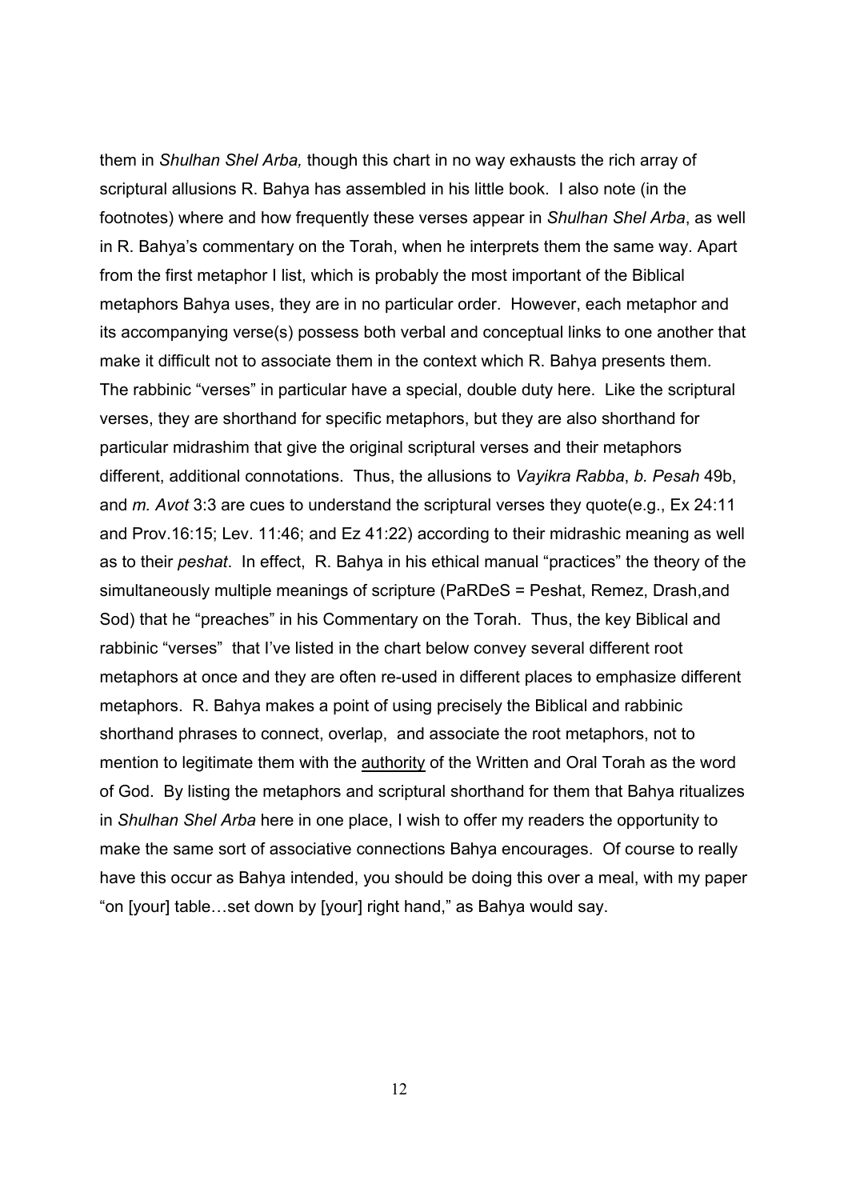them in *Shulhan Shel Arba,* though this chart in no way exhausts the rich array of scriptural allusions R. Bahya has assembled in his little book. I also note (in the footnotes) where and how frequently these verses appear in *Shulhan Shel Arba*, as well in R. Bahya's commentary on the Torah, when he interprets them the same way. Apart from the first metaphor I list, which is probably the most important of the Biblical metaphors Bahya uses, they are in no particular order. However, each metaphor and its accompanying verse(s) possess both verbal and conceptual links to one another that make it difficult not to associate them in the context which R. Bahya presents them. The rabbinic "verses" in particular have a special, double duty here. Like the scriptural verses, they are shorthand for specific metaphors, but they are also shorthand for particular midrashim that give the original scriptural verses and their metaphors different, additional connotations. Thus, the allusions to *Vayikra Rabba*, *b. Pesah* 49b, and *m. Avot* 3:3 are cues to understand the scriptural verses they quote(e.g., Ex 24:11 and Prov.16:15; Lev. 11:46; and Ez 41:22) according to their midrashic meaning as well as to their *peshat*. In effect, R. Bahya in his ethical manual "practices" the theory of the simultaneously multiple meanings of scripture (PaRDeS = Peshat, Remez, Drash,and Sod) that he "preaches" in his Commentary on the Torah. Thus, the key Biblical and rabbinic "verses" that I've listed in the chart below convey several different root metaphors at once and they are often re-used in different places to emphasize different metaphors. R. Bahya makes a point of using precisely the Biblical and rabbinic shorthand phrases to connect, overlap, and associate the root metaphors, not to mention to legitimate them with the <u>authority</u> of the Written and Oral Torah as the word of God. By listing the metaphors and scriptural shorthand for them that Bahya ritualizes in *Shulhan Shel Arba* here in one place, I wish to offer my readers the opportunity to make the same sort of associative connections Bahya encourages. Of course to really have this occur as Bahya intended, you should be doing this over a meal, with my paper "on [your] table…set down by [your] right hand," as Bahya would say.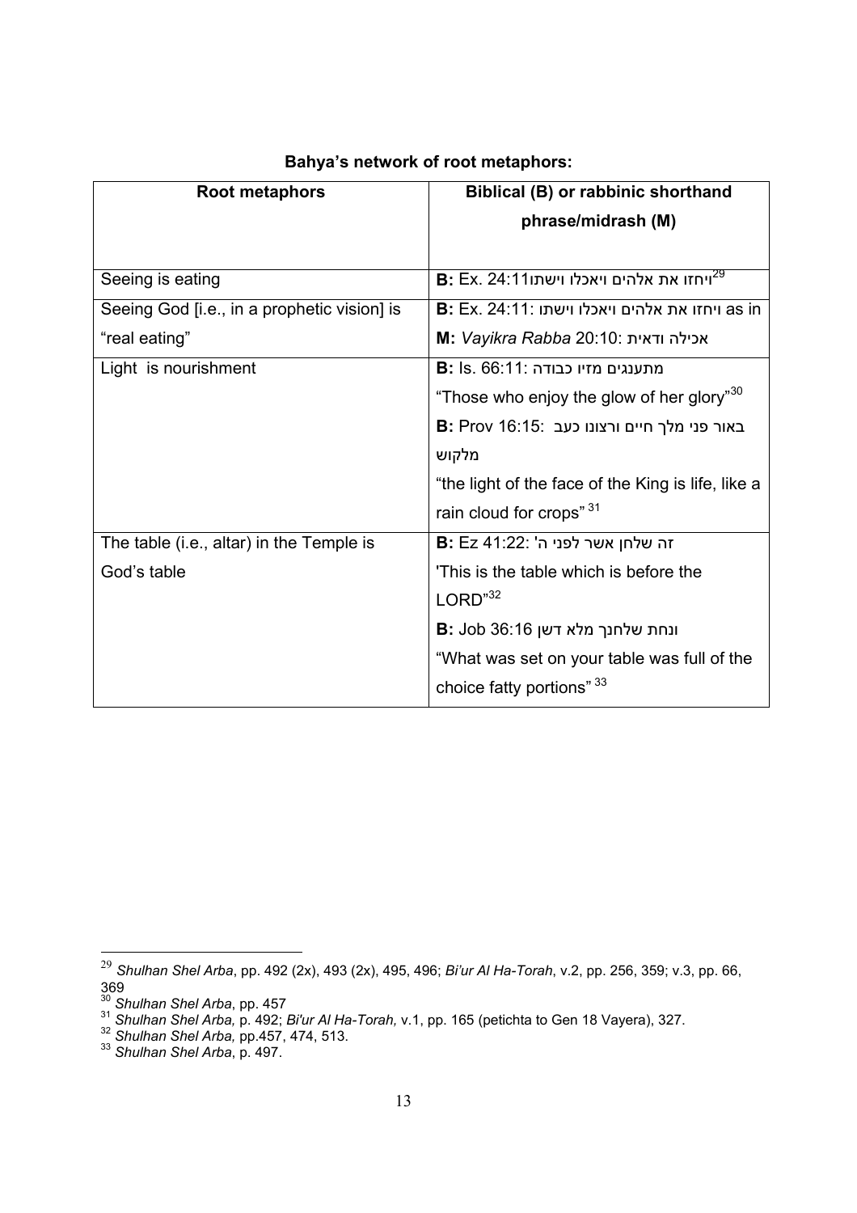**Bahya's network of root metaphors:**

| Root metaphors | Biblical (B) or rabbinic shorthand phrase/midrash (M) |
| --- | --- |
| Seeing is eating | **B:** Ex. 24:11ויחזו את אלהים ויאכלו וישתו[29] |
| Seeing God [i.e., in a prophetic vision] is "real eating" | **B:** Ex. 24:11: ויחזו את אלהים ויאכלו וישתו as in **M:** *Vayikra Rabba* 20:10: אכילה ודאית |
| Light is nourishment | **B:** Is. 66:11: מתענגים מזיו כבודה "Those who enjoy the glow of her glory"[30] **B:** Prov 16:15: באור פני מלך חיים ורצונו כעב מלקוש "the light of the face of the King is life, like a rain cloud for crops"[31] |
| The table (i.e., altar) in the Temple is God's table | **B:** Ez 41:22: זה שלחן אשר לפני ה' 'This is the table which is before the LORD"[32] **B:** Job 36:16 ונחת שלחנך מלא דשן "What was set on your table was full of the choice fatty portions"[33] |

---

[29] *Shulhan Shel Arba*, pp. 492 (2x), 493 (2x), 495, 496; *Bi'ur Al Ha-Torah*, v.2, pp. 256, 359; v.3, pp. 66, 369

[30] *Shulhan Shel Arba*, pp. 457

[31] *Shulhan Shel Arba,* p. 492; *Bi'ur Al Ha-Torah,* v.1, pp. 165 (petichta to Gen 18 Vayera), 327.

[32] *Shulhan Shel Arba,* pp.457, 474, 513.

[33] *Shulhan Shel Arba*, p. 497.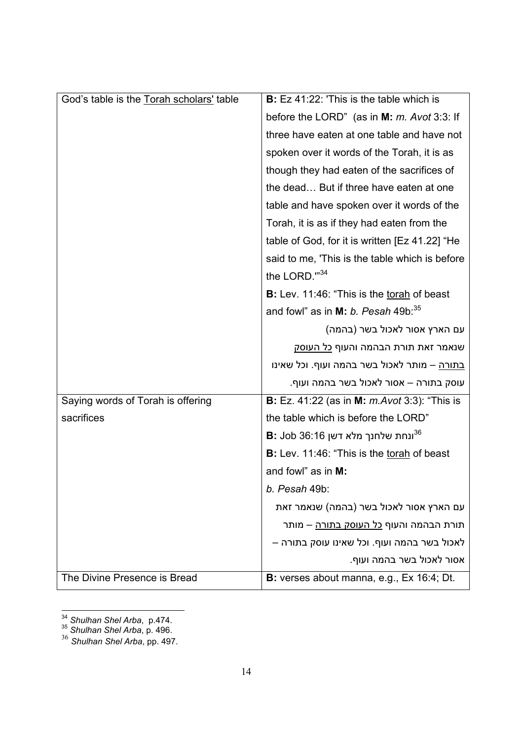| | |
|---|---|
| God's table is the <u>Torah scholars'</u> table | **B:** Ez 41:22: 'This is the table which is before the LORD" (as in **M:** *m. Avot* 3:3: If three have eaten at one table and have not spoken over it words of the Torah, it is as though they had eaten of the sacrifices of the dead… But if three have eaten at one table and have spoken over it words of the Torah, it is as if they had eaten from the table of God, for it is written [Ez 41.22] "He said to me, 'This is the table which is before the LORD.'"[34]<br>**B:** Lev. 11:46: "This is the <u>torah</u> of beast and fowl" as in **M:** *b. Pesah* 49b:[35]<br>עם הארץ אסור לאכול בשר (בהמה) שנאמר זאת תורת הבהמה והעוף <u>כל העוסק בתורה</u> – מותר לאכול בשר בהמה ועוף. וכל שאינו עוסק בתורה – אסור לאכול בשר בהמה ועוף. |
| Saying words of Torah is offering sacrifices | **B:** Ez. 41:22 (as in **M:** *m.Avot* 3:3): "This is the table which is before the LORD"<br>**B:** Job 36:16 ונחת שלחנך מלא דשן[36]<br>**B:** Lev. 11:46: "This is the <u>torah</u> of beast and fowl" as in **M:** *b. Pesah* 49b:<br>עם הארץ אסור לאכול בשר (בהמה) שנאמר זאת תורת הבהמה והעוף <u>כל העוסק בתורה</u> – מותר לאכול בשר בהמה ועוף. וכל שאינו עוסק בתורה – אסור לאכול בשר בהמה ועוף. |
| The Divine Presence is Bread | **B:** verses about manna, e.g., Ex 16:4; Dt. |

[34] *Shulhan Shel Arba*, p.474.
[35] *Shulhan Shel Arba*, p. 496.
[36] *Shulhan Shel Arba*, pp. 497.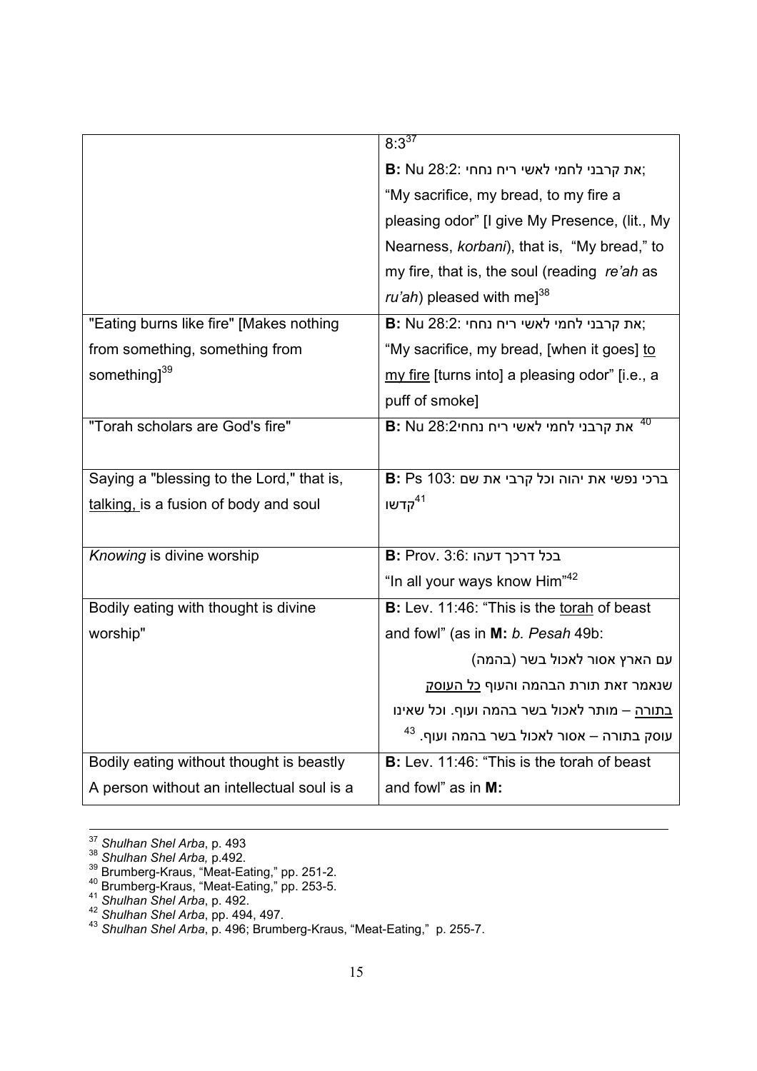| | |
|---|---|
| | 8:3[37] |
| | **B:** Nu 28:2: את קרבני לחמי לאשי ריח נחחי; "My sacrifice, my bread, to my fire a pleasing odor" [I give My Presence, (lit., My Nearness, *korbani*), that is, "My bread," to my fire, that is, the soul (reading *re'ah* as *ru'ah*) pleased with me][38] |
| "Eating burns like fire" [Makes nothing from something, something from something][39] | **B:** Nu 28:2: את קרבני לחמי לאשי ריח נחחי; "My sacrifice, my bread, [when it goes] <u>to my fire</u> [turns into] a pleasing odor" [i.e., a puff of smoke] |
| "Torah scholars are God's fire" | **B:** Nu 28:2את קרבני לחמי לאשי ריח נחחי [40] |
| Saying a "blessing to the Lord," that is, <u>talking,</u> is a fusion of body and soul | **B:** Ps 103: ברכי נפשי את יהוה וכל קרבי את שם קדשו[41] |
| *Knowing* is divine worship | **B:** Prov. 3:6: בכל דרכך דעהו "In all your ways know Him"[42] |
| Bodily eating with thought is divine worship" | **B:** Lev. 11:46: "This is the <u>torah</u> of beast and fowl" (as in **M:** *b. Pesah* 49b: עם הארץ אסור לאכול בשר (בהמה) שנאמר זאת תורת הבהמה והעוף <u>כל העוסק בתורה</u> – מותר לאכול בשר בהמה ועוף. וכל שאינו עוסק בתורה – אסור לאכול בשר בהמה ועוף. [43] |
| Bodily eating without thought is beastly A person without an intellectual soul is a | **B:** Lev. 11:46: "This is the torah of beast and fowl" as in **M:** |

[37] *Shulhan Shel Arba*, p. 493
[38] *Shulhan Shel Arba,* p.492.
[39] Brumberg-Kraus, "Meat-Eating," pp. 251-2.
[40] Brumberg-Kraus, "Meat-Eating," pp. 253-5.
[41] *Shulhan Shel Arba*, p. 492.
[42] *Shulhan Shel Arba*, pp. 494, 497.
[43] *Shulhan Shel Arba*, p. 496; Brumberg-Kraus, "Meat-Eating," p. 255-7.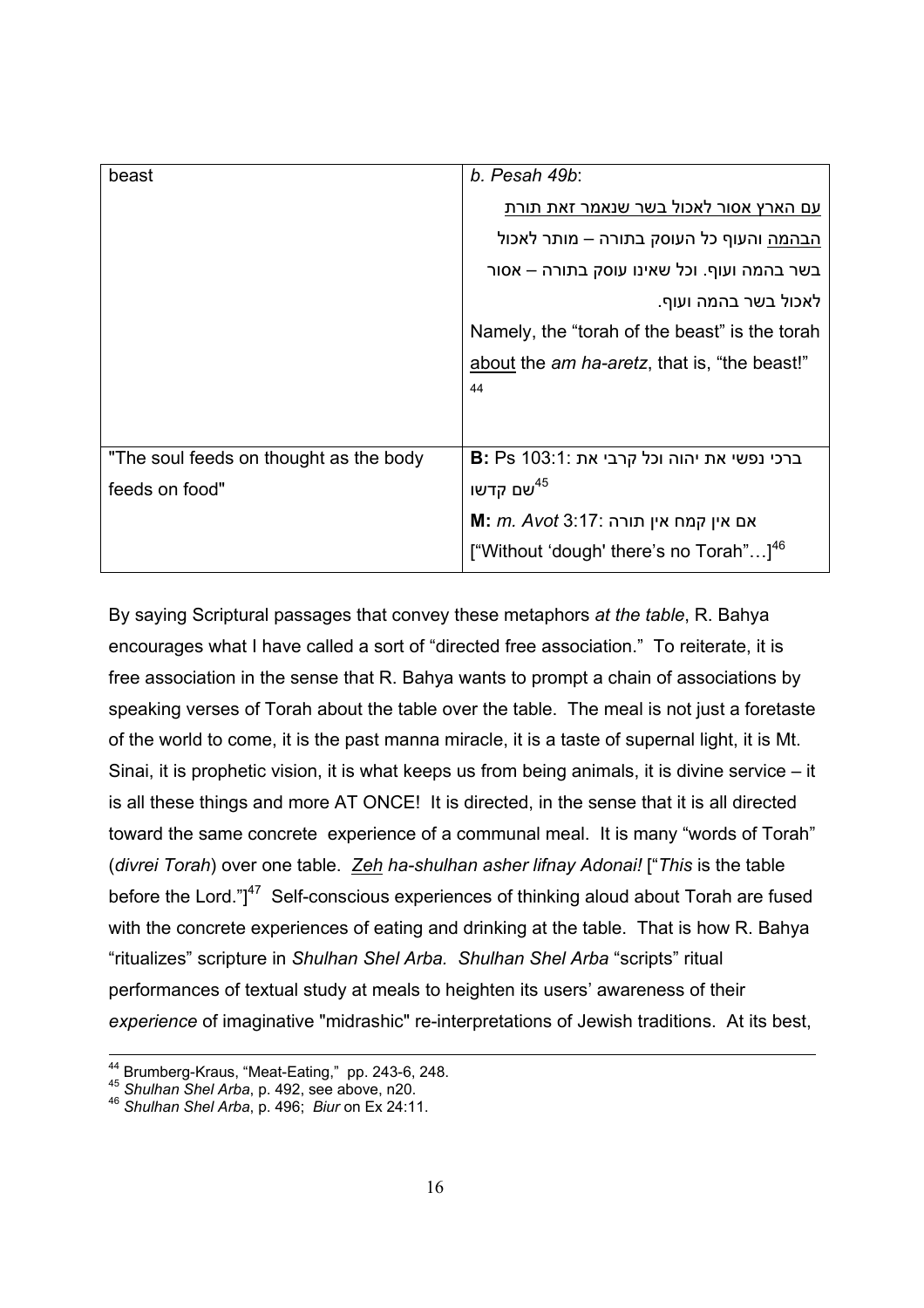| | |
|---|---|
| beast | *b. Pesah 49b*:<br>עם הארץ אסור לאכול בשר שנאמר זאת תורת הבהמה והעוף כל העוסק בתורה – מותר לאכול בשר בהמה ועוף. וכל שאינו עוסק בתורה – אסור לאכול בשר בהמה ועוף.<br>Namely, the "torah of the beast" is the torah about the *am ha-aretz*, that is, "the beast!" [44] |
| "The soul feeds on thought as the body feeds on food" | **B:** Ps 103:1: ברכי נפשי את יהוה וכל קרבי את שם קדשו[45]<br>**M:** *m. Avot* 3:17: אם אין קמח אין תורה<br>["Without 'dough' there's no Torah"…][46] |

By saying Scriptural passages that convey these metaphors *at the table*, R. Bahya encourages what I have called a sort of "directed free association." To reiterate, it is free association in the sense that R. Bahya wants to prompt a chain of associations by speaking verses of Torah about the table over the table. The meal is not just a foretaste of the world to come, it is the past manna miracle, it is a taste of supernal light, it is Mt. Sinai, it is prophetic vision, it is what keeps us from being animals, it is divine service – it is all these things and more AT ONCE! It is directed, in the sense that it is all directed toward the same concrete experience of a communal meal. It is many "words of Torah" (*divrei Torah*) over one table. *Zeh ha-shulhan asher lifnay Adonai!* ["*This* is the table before the Lord."][47] Self-conscious experiences of thinking aloud about Torah are fused with the concrete experiences of eating and drinking at the table. That is how R. Bahya "ritualizes" scripture in *Shulhan Shel Arba. Shulhan Shel Arba* "scripts" ritual performances of textual study at meals to heighten its users' awareness of their *experience* of imaginative "midrashic" re-interpretations of Jewish traditions. At its best,

[44] Brumberg-Kraus, "Meat-Eating," pp. 243-6, 248.
[45] *Shulhan Shel Arba*, p. 492, see above, n20.
[46] *Shulhan Shel Arba*, p. 496; *Biur* on Ex 24:11.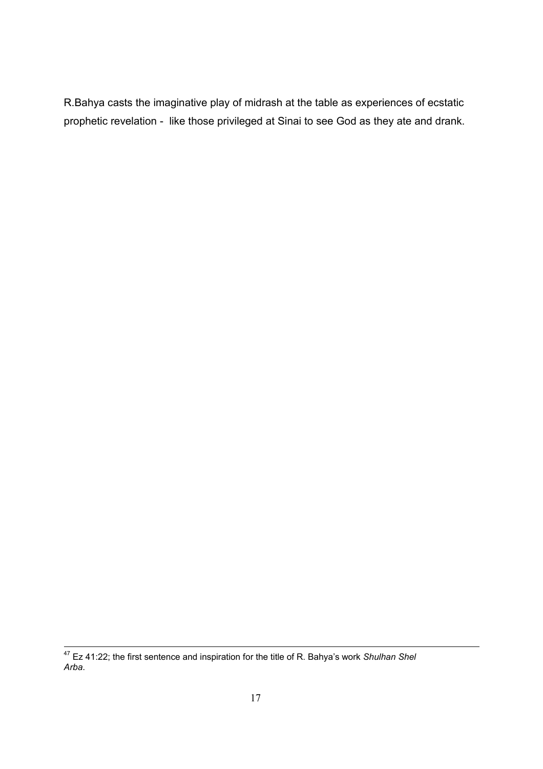R.Bahya casts the imaginative play of midrash at the table as experiences of ecstatic prophetic revelation - like those privileged at Sinai to see God as they ate and drank.

---

[47] Ez 41:22; the first sentence and inspiration for the title of R. Bahya's work *Shulhan Shel Arba*.